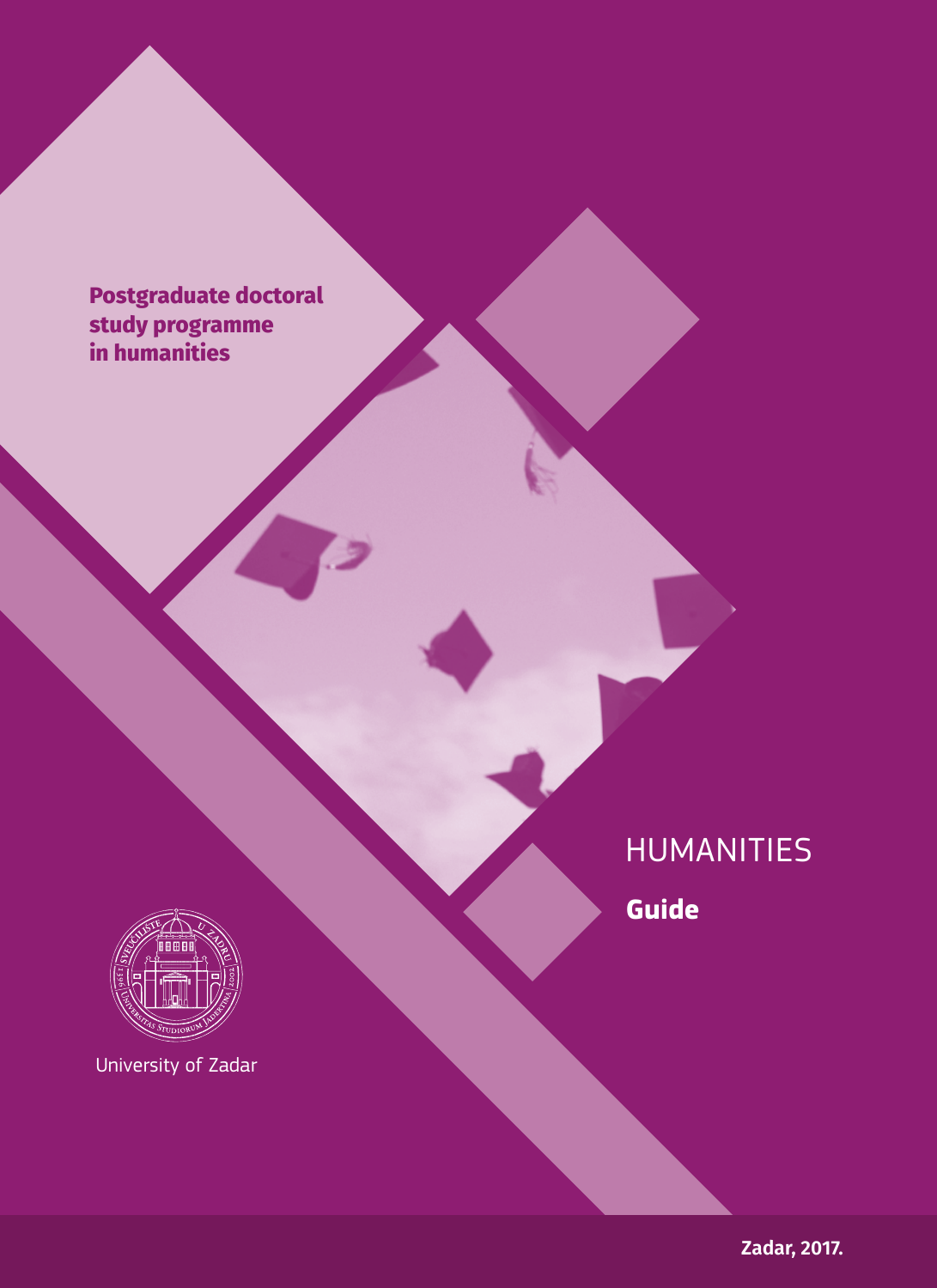**Postgraduate doctoral study programme in humanities**

# HUMANITIES

**Guide**

University of Zadar

**Zadar, 2017.**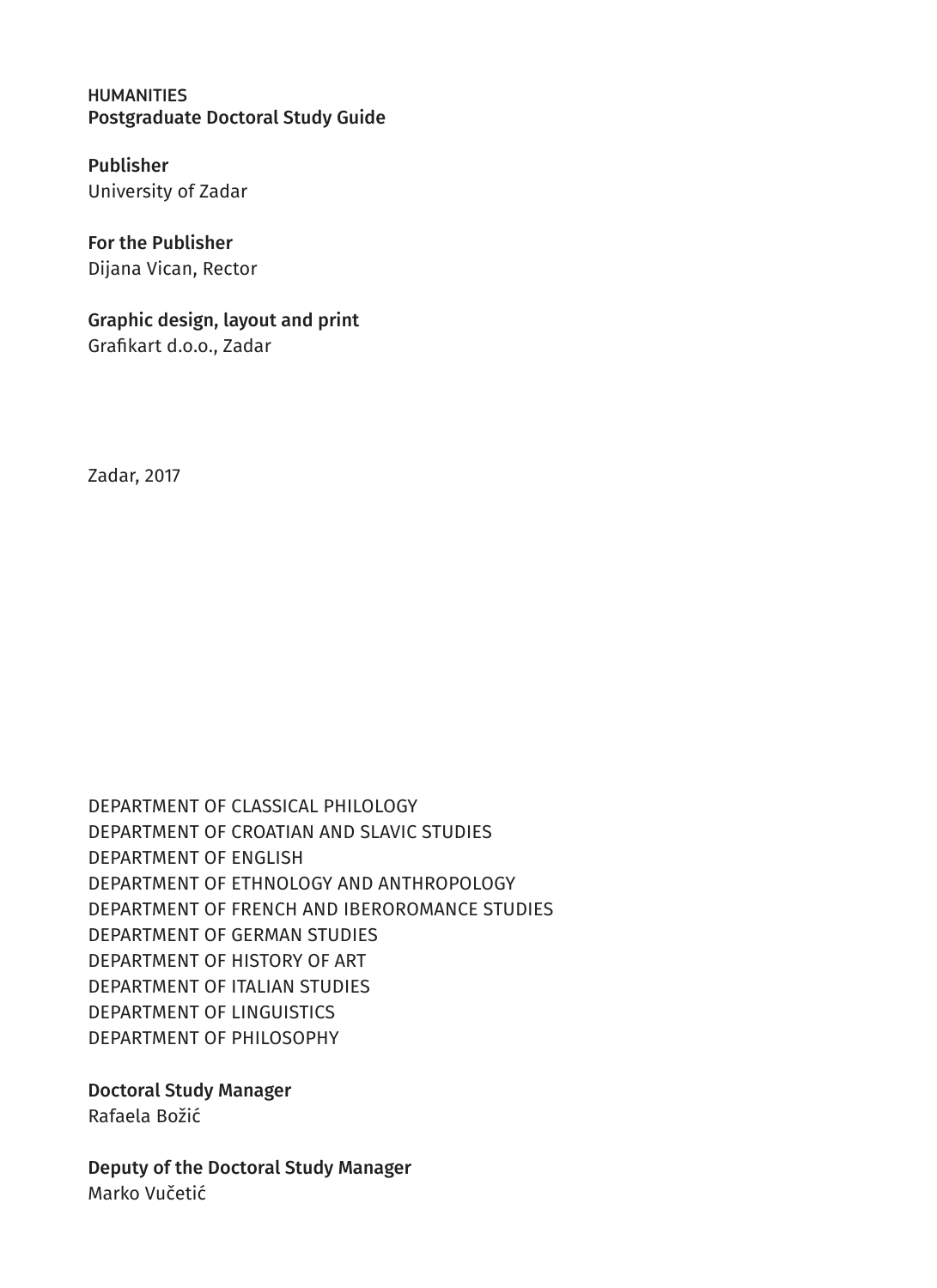HUMANITIES
**Postgraduate Doctoral Study Guide**

**Publisher**
University of Zadar

**For the Publisher**
Dijana Vican, Rector

**Graphic design, layout and print**
Grafikart d.o.o., Zadar

Zadar, 2017

DEPARTMENT OF CLASSICAL PHILOLOGY
DEPARTMENT OF CROATIAN AND SLAVIC STUDIES
DEPARTMENT OF ENGLISH
DEPARTMENT OF ETHNOLOGY AND ANTHROPOLOGY
DEPARTMENT OF FRENCH AND IBEROROMANCE STUDIES
DEPARTMENT OF GERMAN STUDIES
DEPARTMENT OF HISTORY OF ART
DEPARTMENT OF ITALIAN STUDIES
DEPARTMENT OF LINGUISTICS
DEPARTMENT OF PHILOSOPHY

**Doctoral Study Manager**
Rafaela Božić

**Deputy of the Doctoral Study Manager**
Marko Vučetić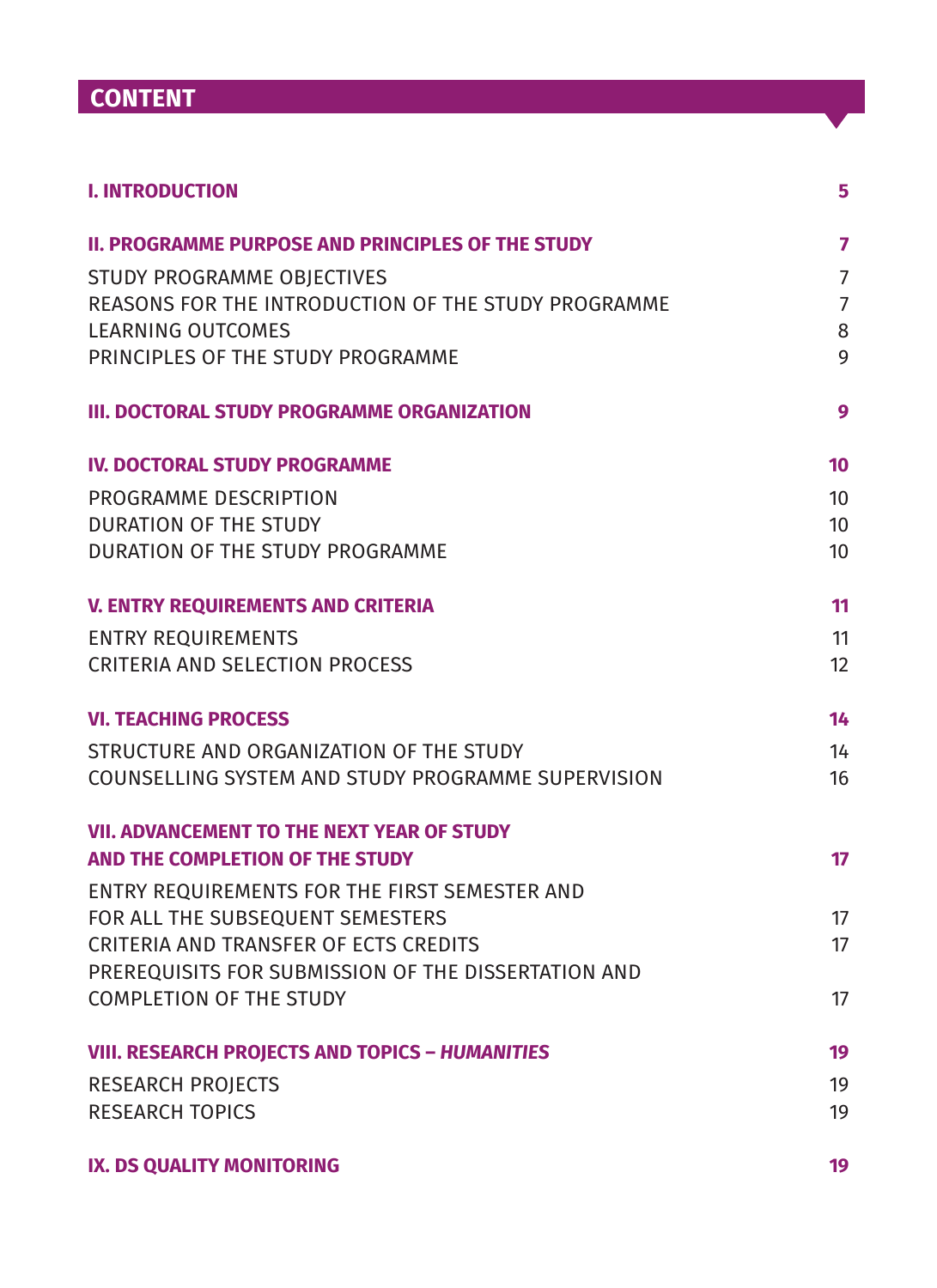# CONTENT

| | |
|---|---|
| **I. INTRODUCTION** | **5** |
| **II. PROGRAMME PURPOSE AND PRINCIPLES OF THE STUDY** | **7** |
| STUDY PROGRAMME OBJECTIVES | 7 |
| REASONS FOR THE INTRODUCTION OF THE STUDY PROGRAMME | 7 |
| LEARNING OUTCOMES | 8 |
| PRINCIPLES OF THE STUDY PROGRAMME | 9 |
| **III. DOCTORAL STUDY PROGRAMME ORGANIZATION** | **9** |
| **IV. DOCTORAL STUDY PROGRAMME** | **10** |
| PROGRAMME DESCRIPTION | 10 |
| DURATION OF THE STUDY | 10 |
| DURATION OF THE STUDY PROGRAMME | 10 |
| **V. ENTRY REQUIREMENTS AND CRITERIA** | **11** |
| ENTRY REQUIREMENTS | 11 |
| CRITERIA AND SELECTION PROCESS | 12 |
| **VI. TEACHING PROCESS** | **14** |
| STRUCTURE AND ORGANIZATION OF THE STUDY | 14 |
| COUNSELLING SYSTEM AND STUDY PROGRAMME SUPERVISION | 16 |
| **VII. ADVANCEMENT TO THE NEXT YEAR OF STUDY AND THE COMPLETION OF THE STUDY** | **17** |
| ENTRY REQUIREMENTS FOR THE FIRST SEMESTER AND FOR ALL THE SUBSEQUENT SEMESTERS | 17 |
| CRITERIA AND TRANSFER OF ECTS CREDITS | 17 |
| PREREQUISITS FOR SUBMISSION OF THE DISSERTATION AND COMPLETION OF THE STUDY | 17 |
| **VIII. RESEARCH PROJECTS AND TOPICS – *HUMANITIES*** | **19** |
| RESEARCH PROJECTS | 19 |
| RESEARCH TOPICS | 19 |
| **IX. DS QUALITY MONITORING** | **19** |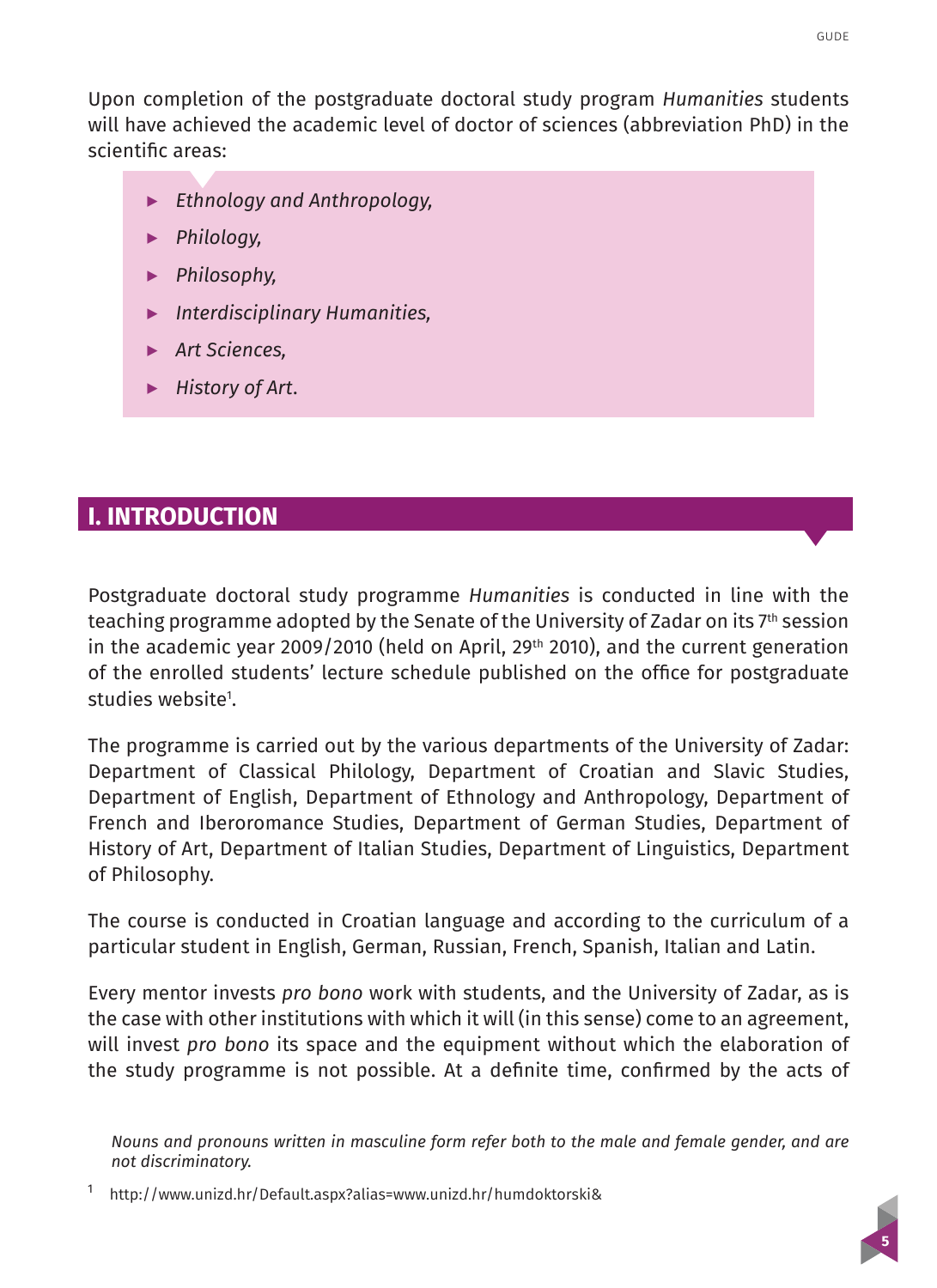Upon completion of the postgraduate doctoral study program *Humanities* students will have achieved the academic level of doctor of sciences (abbreviation PhD) in the scientific areas:

- *Ethnology and Anthropology,*
- *Philology,*
- *Philosophy,*
- *Interdisciplinary Humanities,*
- *Art Sciences,*
- *History of Art*.

## I. INTRODUCTION

Postgraduate doctoral study programme *Humanities* is conducted in line with the teaching programme adopted by the Senate of the University of Zadar on its 7th session in the academic year 2009/2010 (held on April, 29th 2010), and the current generation of the enrolled students' lecture schedule published on the office for postgraduate studies website[1].

The programme is carried out by the various departments of the University of Zadar: Department of Classical Philology, Department of Croatian and Slavic Studies, Department of English, Department of Ethnology and Anthropology, Department of French and Iberoromance Studies, Department of German Studies, Department of History of Art, Department of Italian Studies, Department of Linguistics, Department of Philosophy.

The course is conducted in Croatian language and according to the curriculum of a particular student in English, German, Russian, French, Spanish, Italian and Latin.

Every mentor invests *pro bono* work with students, and the University of Zadar, as is the case with other institutions with which it will (in this sense) come to an agreement, will invest *pro bono* its space and the equipment without which the elaboration of the study programme is not possible. At a definite time, confirmed by the acts of

*Nouns and pronouns written in masculine form refer both to the male and female gender, and are not discriminatory.*

[1] http://www.unizd.hr/Default.aspx?alias=www.unizd.hr/humdoktorski&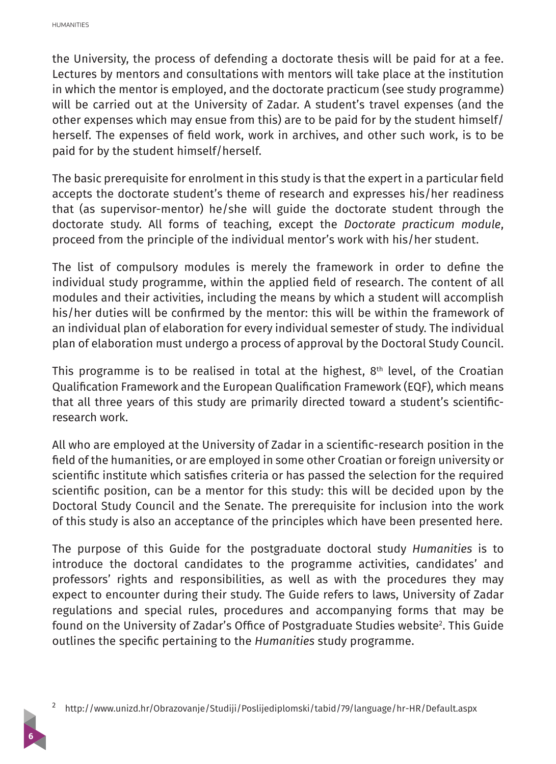the University, the process of defending a doctorate thesis will be paid for at a fee. Lectures by mentors and consultations with mentors will take place at the institution in which the mentor is employed, and the doctorate practicum (see study programme) will be carried out at the University of Zadar. A student's travel expenses (and the other expenses which may ensue from this) are to be paid for by the student himself/herself. The expenses of field work, work in archives, and other such work, is to be paid for by the student himself/herself.

The basic prerequisite for enrolment in this study is that the expert in a particular field accepts the doctorate student's theme of research and expresses his/her readiness that (as supervisor-mentor) he/she will guide the doctorate student through the doctorate study. All forms of teaching, except the *Doctorate practicum module*, proceed from the principle of the individual mentor's work with his/her student.

The list of compulsory modules is merely the framework in order to define the individual study programme, within the applied field of research. The content of all modules and their activities, including the means by which a student will accomplish his/her duties will be confirmed by the mentor: this will be within the framework of an individual plan of elaboration for every individual semester of study. The individual plan of elaboration must undergo a process of approval by the Doctoral Study Council.

This programme is to be realised in total at the highest, 8th level, of the Croatian Qualification Framework and the European Qualification Framework (EQF), which means that all three years of this study are primarily directed toward a student's scientific-research work.

All who are employed at the University of Zadar in a scientific-research position in the field of the humanities, or are employed in some other Croatian or foreign university or scientific institute which satisfies criteria or has passed the selection for the required scientific position, can be a mentor for this study: this will be decided upon by the Doctoral Study Council and the Senate. The prerequisite for inclusion into the work of this study is also an acceptance of the principles which have been presented here.

The purpose of this Guide for the postgraduate doctoral study *Humanities* is to introduce the doctoral candidates to the programme activities, candidates' and professors' rights and responsibilities, as well as with the procedures they may expect to encounter during their study. The Guide refers to laws, University of Zadar regulations and special rules, procedures and accompanying forms that may be found on the University of Zadar's Office of Postgraduate Studies website[2]. This Guide outlines the specific pertaining to the *Humanities* study programme.

[2] http://www.unizd.hr/Obrazovanje/Studiji/Poslijediplomski/tabid/79/language/hr-HR/Default.aspx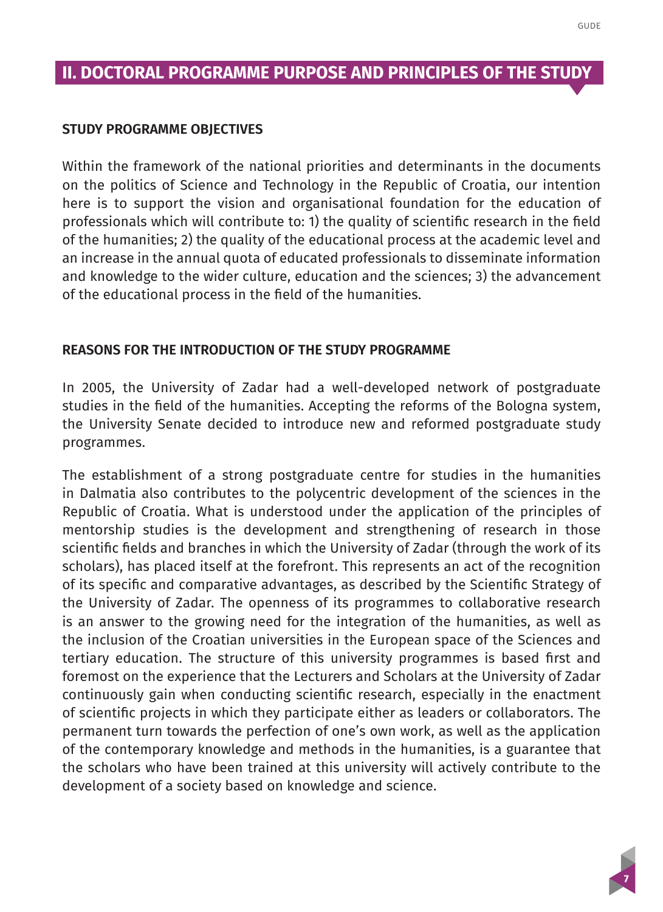## II. DOCTORAL PROGRAMME PURPOSE AND PRINCIPLES OF THE STUDY

### STUDY PROGRAMME OBJECTIVES

Within the framework of the national priorities and determinants in the documents on the politics of Science and Technology in the Republic of Croatia, our intention here is to support the vision and organisational foundation for the education of professionals which will contribute to: 1) the quality of scientific research in the field of the humanities; 2) the quality of the educational process at the academic level and an increase in the annual quota of educated professionals to disseminate information and knowledge to the wider culture, education and the sciences; 3) the advancement of the educational process in the field of the humanities.

### REASONS FOR THE INTRODUCTION OF THE STUDY PROGRAMME

In 2005, the University of Zadar had a well-developed network of postgraduate studies in the field of the humanities. Accepting the reforms of the Bologna system, the University Senate decided to introduce new and reformed postgraduate study programmes.

The establishment of a strong postgraduate centre for studies in the humanities in Dalmatia also contributes to the polycentric development of the sciences in the Republic of Croatia. What is understood under the application of the principles of mentorship studies is the development and strengthening of research in those scientific fields and branches in which the University of Zadar (through the work of its scholars), has placed itself at the forefront. This represents an act of the recognition of its specific and comparative advantages, as described by the Scientific Strategy of the University of Zadar. The openness of its programmes to collaborative research is an answer to the growing need for the integration of the humanities, as well as the inclusion of the Croatian universities in the European space of the Sciences and tertiary education. The structure of this university programmes is based first and foremost on the experience that the Lecturers and Scholars at the University of Zadar continuously gain when conducting scientific research, especially in the enactment of scientific projects in which they participate either as leaders or collaborators. The permanent turn towards the perfection of one's own work, as well as the application of the contemporary knowledge and methods in the humanities, is a guarantee that the scholars who have been trained at this university will actively contribute to the development of a society based on knowledge and science.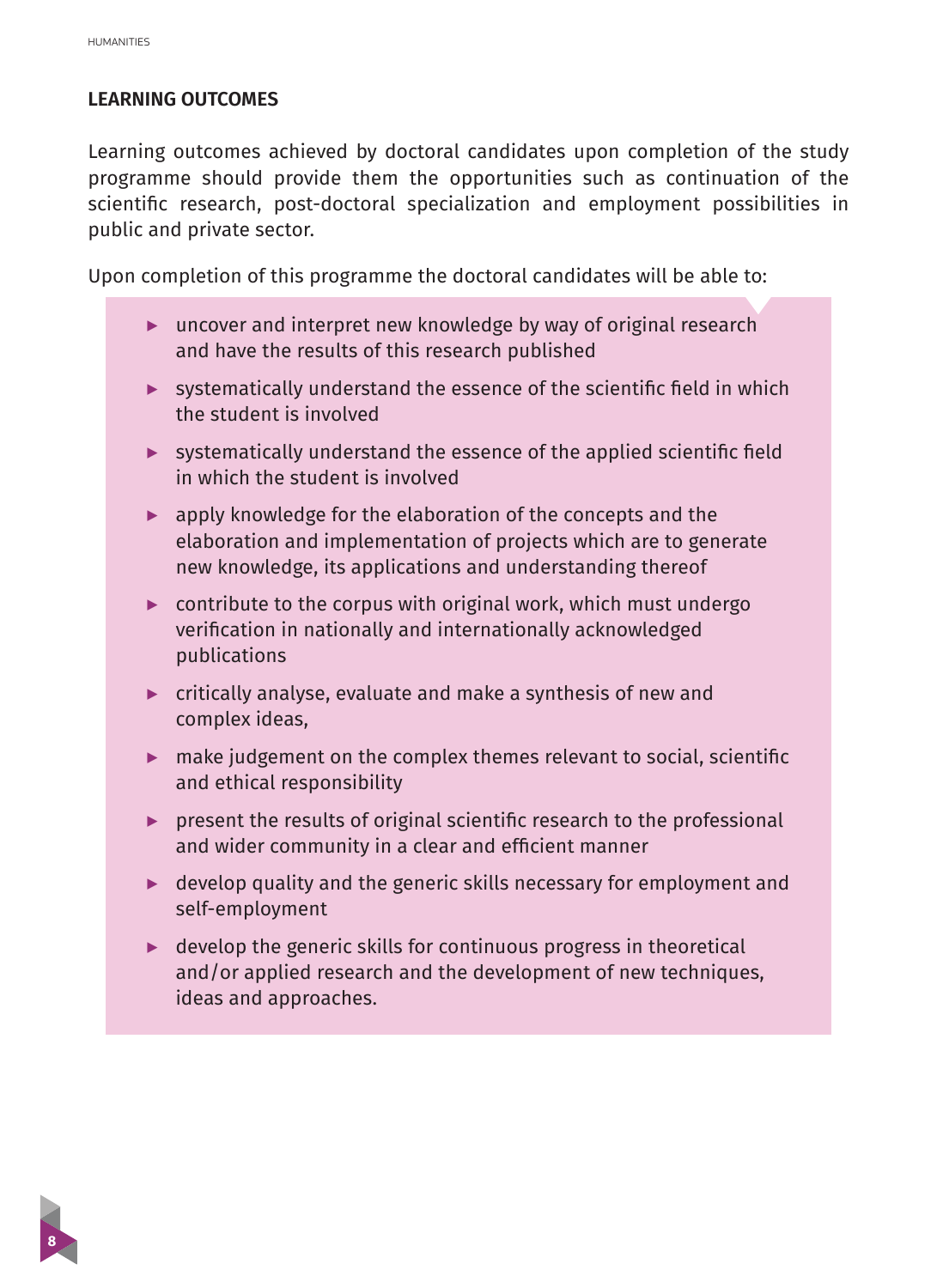## LEARNING OUTCOMES

Learning outcomes achieved by doctoral candidates upon completion of the study programme should provide them the opportunities such as continuation of the scientific research, post-doctoral specialization and employment possibilities in public and private sector.

Upon completion of this programme the doctoral candidates will be able to:

- uncover and interpret new knowledge by way of original research and have the results of this research published
- systematically understand the essence of the scientific field in which the student is involved
- systematically understand the essence of the applied scientific field in which the student is involved
- apply knowledge for the elaboration of the concepts and the elaboration and implementation of projects which are to generate new knowledge, its applications and understanding thereof
- contribute to the corpus with original work, which must undergo verification in nationally and internationally acknowledged publications
- critically analyse, evaluate and make a synthesis of new and complex ideas,
- make judgement on the complex themes relevant to social, scientific and ethical responsibility
- present the results of original scientific research to the professional and wider community in a clear and efficient manner
- develop quality and the generic skills necessary for employment and self-employment
- develop the generic skills for continuous progress in theoretical and/or applied research and the development of new techniques, ideas and approaches.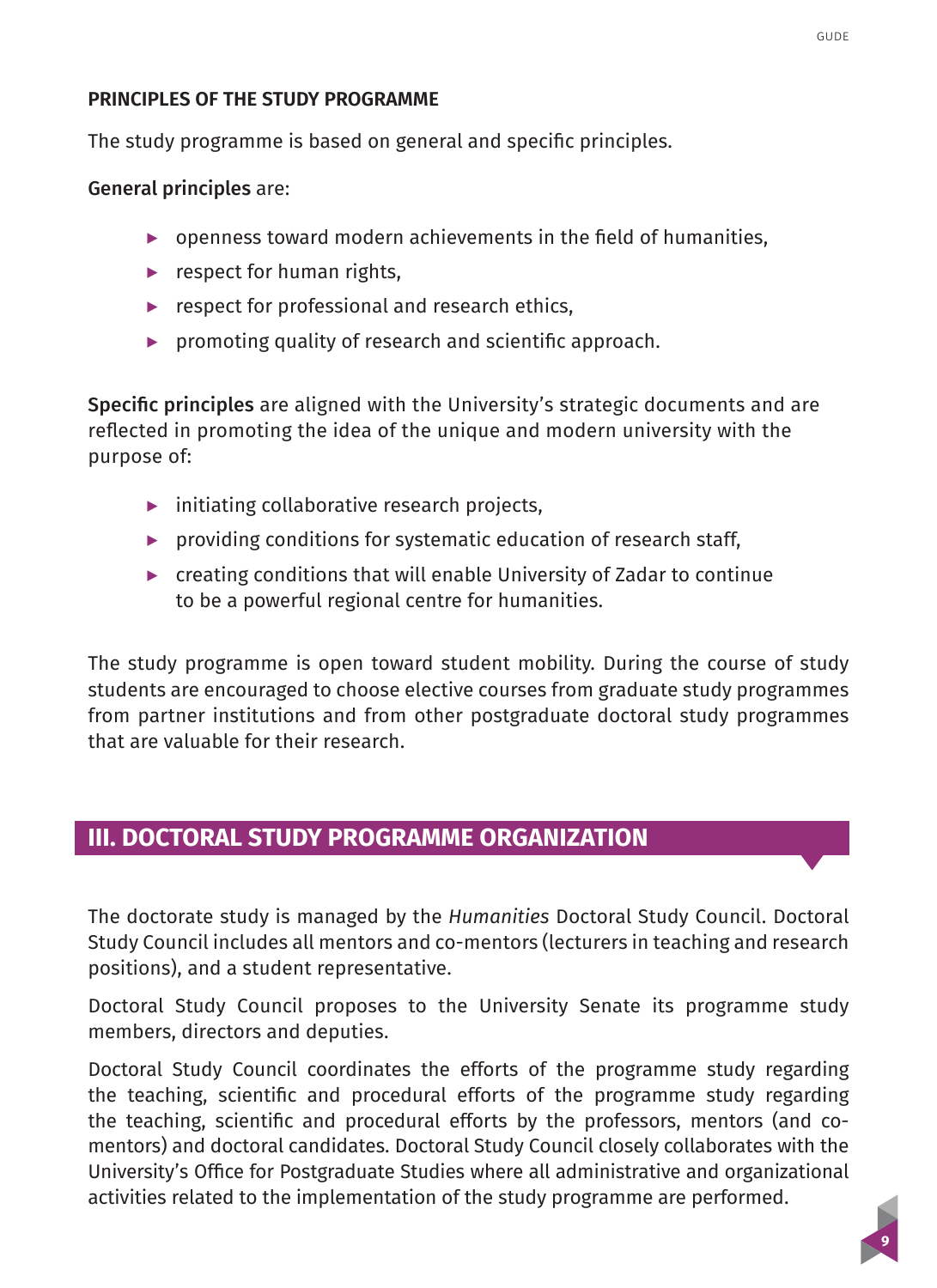**PRINCIPLES OF THE STUDY PROGRAMME**

The study programme is based on general and specific principles.

**General principles** are:

- openness toward modern achievements in the field of humanities,
- respect for human rights,
- respect for professional and research ethics,
- promoting quality of research and scientific approach.

**Specific principles** are aligned with the University's strategic documents and are reflected in promoting the idea of the unique and modern university with the purpose of:

- initiating collaborative research projects,
- providing conditions for systematic education of research staff,
- creating conditions that will enable University of Zadar to continue to be a powerful regional centre for humanities.

The study programme is open toward student mobility. During the course of study students are encouraged to choose elective courses from graduate study programmes from partner institutions and from other postgraduate doctoral study programmes that are valuable for their research.

## III. DOCTORAL STUDY PROGRAMME ORGANIZATION

The doctorate study is managed by the *Humanities* Doctoral Study Council. Doctoral Study Council includes all mentors and co-mentors (lecturers in teaching and research positions), and a student representative.

Doctoral Study Council proposes to the University Senate its programme study members, directors and deputies.

Doctoral Study Council coordinates the efforts of the programme study regarding the teaching, scientific and procedural efforts of the programme study regarding the teaching, scientific and procedural efforts by the professors, mentors (and co-mentors) and doctoral candidates. Doctoral Study Council closely collaborates with the University's Office for Postgraduate Studies where all administrative and organizational activities related to the implementation of the study programme are performed.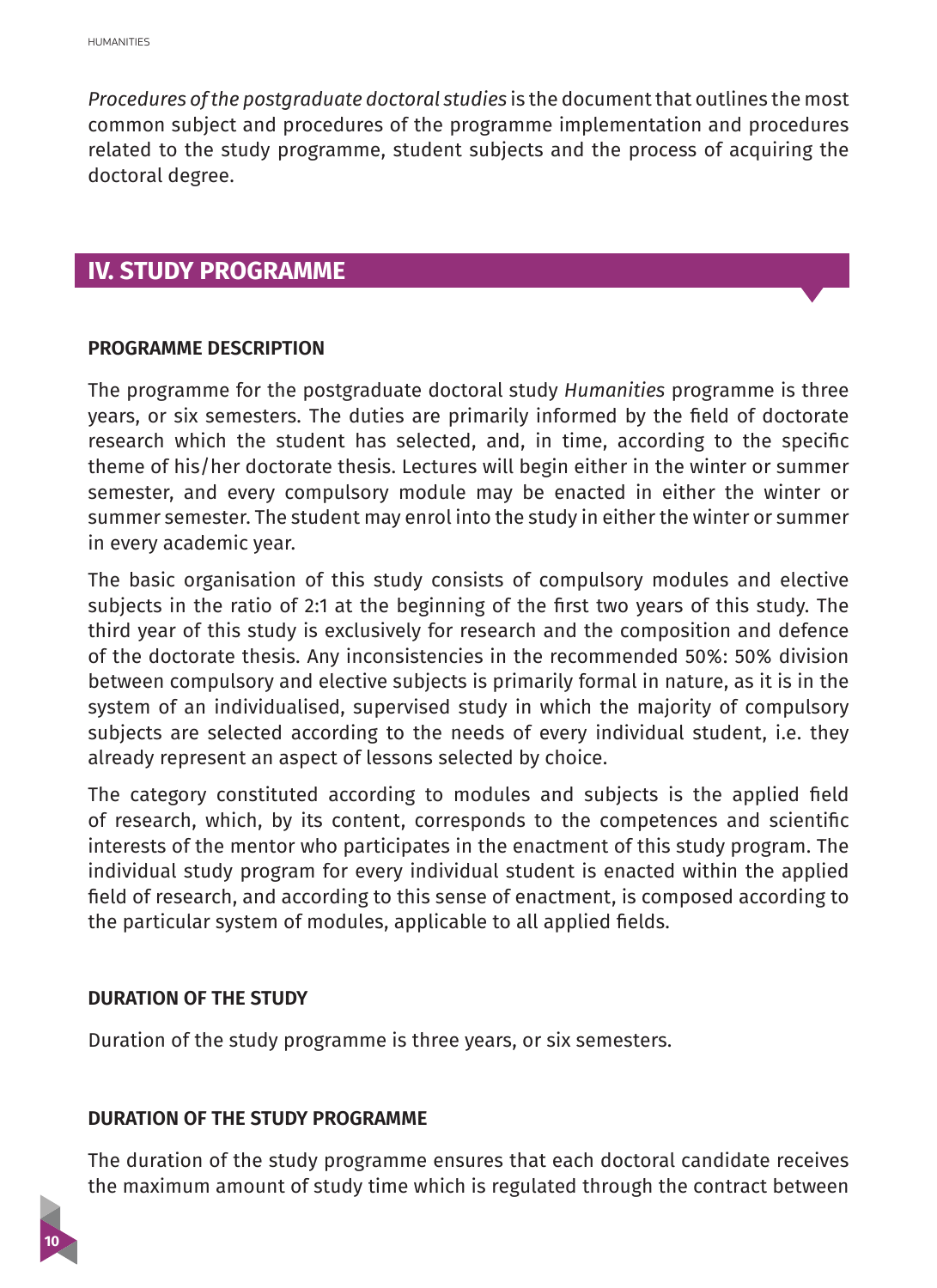*Procedures of the postgraduate doctoral studies* is the document that outlines the most common subject and procedures of the programme implementation and procedures related to the study programme, student subjects and the process of acquiring the doctoral degree.

## IV. STUDY PROGRAMME

### PROGRAMME DESCRIPTION

The programme for the postgraduate doctoral study *Humanities* programme is three years, or six semesters. The duties are primarily informed by the field of doctorate research which the student has selected, and, in time, according to the specific theme of his/her doctorate thesis. Lectures will begin either in the winter or summer semester, and every compulsory module may be enacted in either the winter or summer semester. The student may enrol into the study in either the winter or summer in every academic year.

The basic organisation of this study consists of compulsory modules and elective subjects in the ratio of 2:1 at the beginning of the first two years of this study. The third year of this study is exclusively for research and the composition and defence of the doctorate thesis. Any inconsistencies in the recommended 50%: 50% division between compulsory and elective subjects is primarily formal in nature, as it is in the system of an individualised, supervised study in which the majority of compulsory subjects are selected according to the needs of every individual student, i.e. they already represent an aspect of lessons selected by choice.

The category constituted according to modules and subjects is the applied field of research, which, by its content, corresponds to the competences and scientific interests of the mentor who participates in the enactment of this study program. The individual study program for every individual student is enacted within the applied field of research, and according to this sense of enactment, is composed according to the particular system of modules, applicable to all applied fields.

### DURATION OF THE STUDY

Duration of the study programme is three years, or six semesters.

### DURATION OF THE STUDY PROGRAMME

The duration of the study programme ensures that each doctoral candidate receives the maximum amount of study time which is regulated through the contract between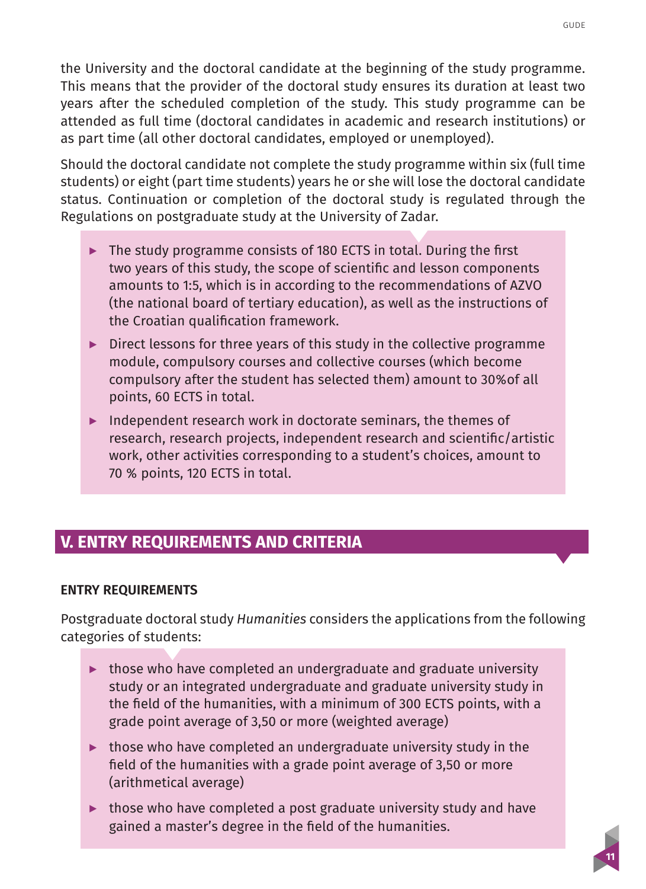the University and the doctoral candidate at the beginning of the study programme. This means that the provider of the doctoral study ensures its duration at least two years after the scheduled completion of the study. This study programme can be attended as full time (doctoral candidates in academic and research institutions) or as part time (all other doctoral candidates, employed or unemployed).

Should the doctoral candidate not complete the study programme within six (full time students) or eight (part time students) years he or she will lose the doctoral candidate status. Continuation or completion of the doctoral study is regulated through the Regulations on postgraduate study at the University of Zadar.

- The study programme consists of 180 ECTS in total. During the first two years of this study, the scope of scientific and lesson components amounts to 1:5, which is in according to the recommendations of AZVO (the national board of tertiary education), as well as the instructions of the Croatian qualification framework.
- Direct lessons for three years of this study in the collective programme module, compulsory courses and collective courses (which become compulsory after the student has selected them) amount to 30%of all points, 60 ECTS in total.
- Independent research work in doctorate seminars, the themes of research, research projects, independent research and scientific/artistic work, other activities corresponding to a student's choices, amount to 70 % points, 120 ECTS in total.

## V. ENTRY REQUIREMENTS AND CRITERIA

### ENTRY REQUIREMENTS

Postgraduate doctoral study *Humanities* considers the applications from the following categories of students:

- those who have completed an undergraduate and graduate university study or an integrated undergraduate and graduate university study in the field of the humanities, with a minimum of 300 ECTS points, with a grade point average of 3,50 or more (weighted average)
- those who have completed an undergraduate university study in the field of the humanities with a grade point average of 3,50 or more (arithmetical average)
- those who have completed a post graduate university study and have gained a master's degree in the field of the humanities.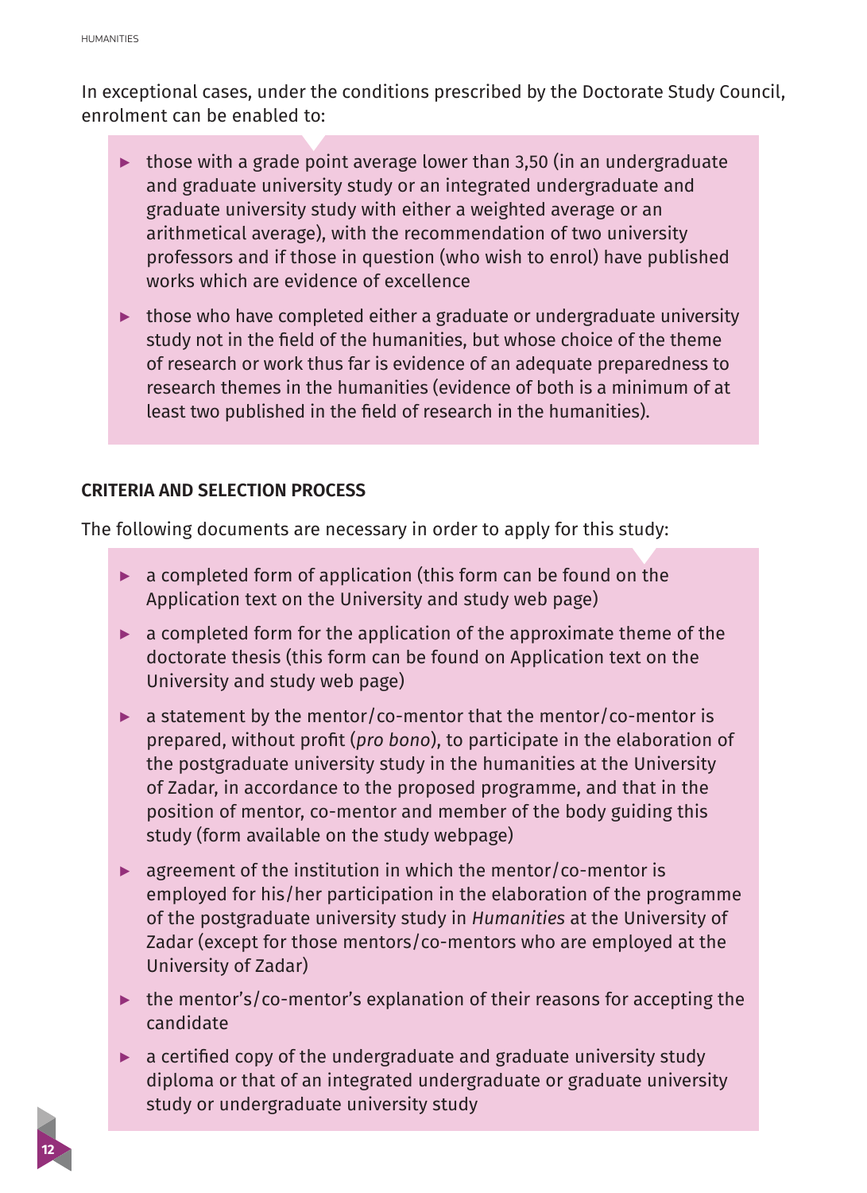In exceptional cases, under the conditions prescribed by the Doctorate Study Council, enrolment can be enabled to:

- those with a grade point average lower than 3,50 (in an undergraduate and graduate university study or an integrated undergraduate and graduate university study with either a weighted average or an arithmetical average), with the recommendation of two university professors and if those in question (who wish to enrol) have published works which are evidence of excellence
- those who have completed either a graduate or undergraduate university study not in the field of the humanities, but whose choice of the theme of research or work thus far is evidence of an adequate preparedness to research themes in the humanities (evidence of both is a minimum of at least two published in the field of research in the humanities).

### CRITERIA AND SELECTION PROCESS

The following documents are necessary in order to apply for this study:

- a completed form of application (this form can be found on the Application text on the University and study web page)
- a completed form for the application of the approximate theme of the doctorate thesis (this form can be found on Application text on the University and study web page)
- a statement by the mentor/co-mentor that the mentor/co-mentor is prepared, without profit (*pro bono*), to participate in the elaboration of the postgraduate university study in the humanities at the University of Zadar, in accordance to the proposed programme, and that in the position of mentor, co-mentor and member of the body guiding this study (form available on the study webpage)
- agreement of the institution in which the mentor/co-mentor is employed for his/her participation in the elaboration of the programme of the postgraduate university study in *Humanities* at the University of Zadar (except for those mentors/co-mentors who are employed at the University of Zadar)
- the mentor's/co-mentor's explanation of their reasons for accepting the candidate
- a certified copy of the undergraduate and graduate university study diploma or that of an integrated undergraduate or graduate university study or undergraduate university study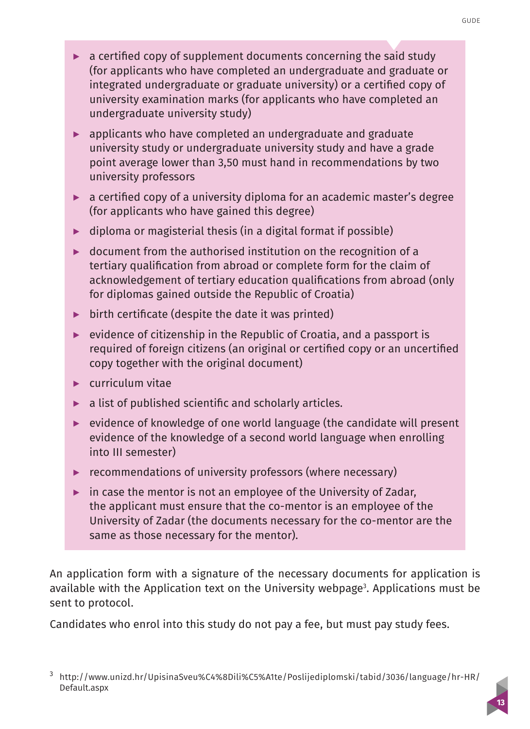- a certified copy of supplement documents concerning the said study (for applicants who have completed an undergraduate and graduate or integrated undergraduate or graduate university) or a certified copy of university examination marks (for applicants who have completed an undergraduate university study)
- applicants who have completed an undergraduate and graduate university study or undergraduate university study and have a grade point average lower than 3,50 must hand in recommendations by two university professors
- a certified copy of a university diploma for an academic master's degree (for applicants who have gained this degree)
- diploma or magisterial thesis (in a digital format if possible)
- document from the authorised institution on the recognition of a tertiary qualification from abroad or complete form for the claim of acknowledgement of tertiary education qualifications from abroad (only for diplomas gained outside the Republic of Croatia)
- birth certificate (despite the date it was printed)
- evidence of citizenship in the Republic of Croatia, and a passport is required of foreign citizens (an original or certified copy or an uncertified copy together with the original document)
- curriculum vitae
- a list of published scientific and scholarly articles.
- evidence of knowledge of one world language (the candidate will present evidence of the knowledge of a second world language when enrolling into III semester)
- recommendations of university professors (where necessary)
- in case the mentor is not an employee of the University of Zadar, the applicant must ensure that the co-mentor is an employee of the University of Zadar (the documents necessary for the co-mentor are the same as those necessary for the mentor).

An application form with a signature of the necessary documents for application is available with the Application text on the University webpage[3]. Applications must be sent to protocol.

Candidates who enrol into this study do not pay a fee, but must pay study fees.

[3] http://www.unizd.hr/UpisinaSveu%C4%8Dili%C5%A1te/Poslijediplomski/tabid/3036/language/hr-HR/Default.aspx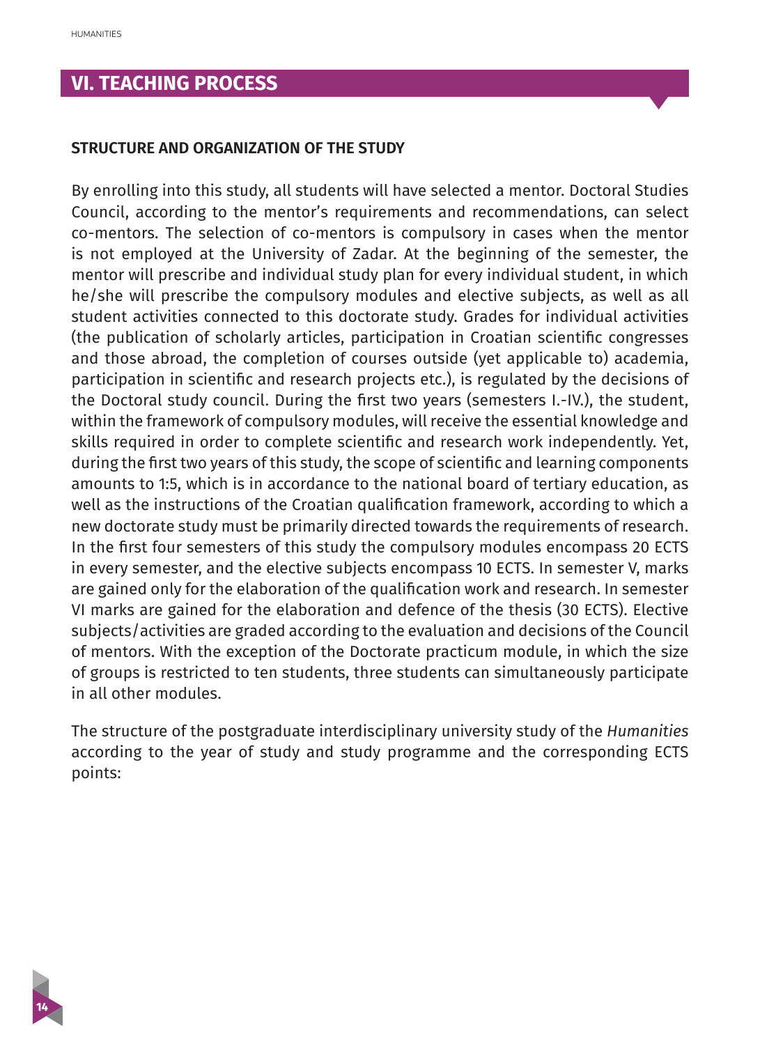# VI. TEACHING PROCESS

## STRUCTURE AND ORGANIZATION OF THE STUDY

By enrolling into this study, all students will have selected a mentor. Doctoral Studies Council, according to the mentor's requirements and recommendations, can select co-mentors. The selection of co-mentors is compulsory in cases when the mentor is not employed at the University of Zadar. At the beginning of the semester, the mentor will prescribe and individual study plan for every individual student, in which he/she will prescribe the compulsory modules and elective subjects, as well as all student activities connected to this doctorate study. Grades for individual activities (the publication of scholarly articles, participation in Croatian scientific congresses and those abroad, the completion of courses outside (yet applicable to) academia, participation in scientific and research projects etc.), is regulated by the decisions of the Doctoral study council. During the first two years (semesters I.-IV.), the student, within the framework of compulsory modules, will receive the essential knowledge and skills required in order to complete scientific and research work independently. Yet, during the first two years of this study, the scope of scientific and learning components amounts to 1:5, which is in accordance to the national board of tertiary education, as well as the instructions of the Croatian qualification framework, according to which a new doctorate study must be primarily directed towards the requirements of research. In the first four semesters of this study the compulsory modules encompass 20 ECTS in every semester, and the elective subjects encompass 10 ECTS. In semester V, marks are gained only for the elaboration of the qualification work and research. In semester VI marks are gained for the elaboration and defence of the thesis (30 ECTS). Elective subjects/activities are graded according to the evaluation and decisions of the Council of mentors. With the exception of the Doctorate practicum module, in which the size of groups is restricted to ten students, three students can simultaneously participate in all other modules.

The structure of the postgraduate interdisciplinary university study of the *Humanities* according to the year of study and study programme and the corresponding ECTS points: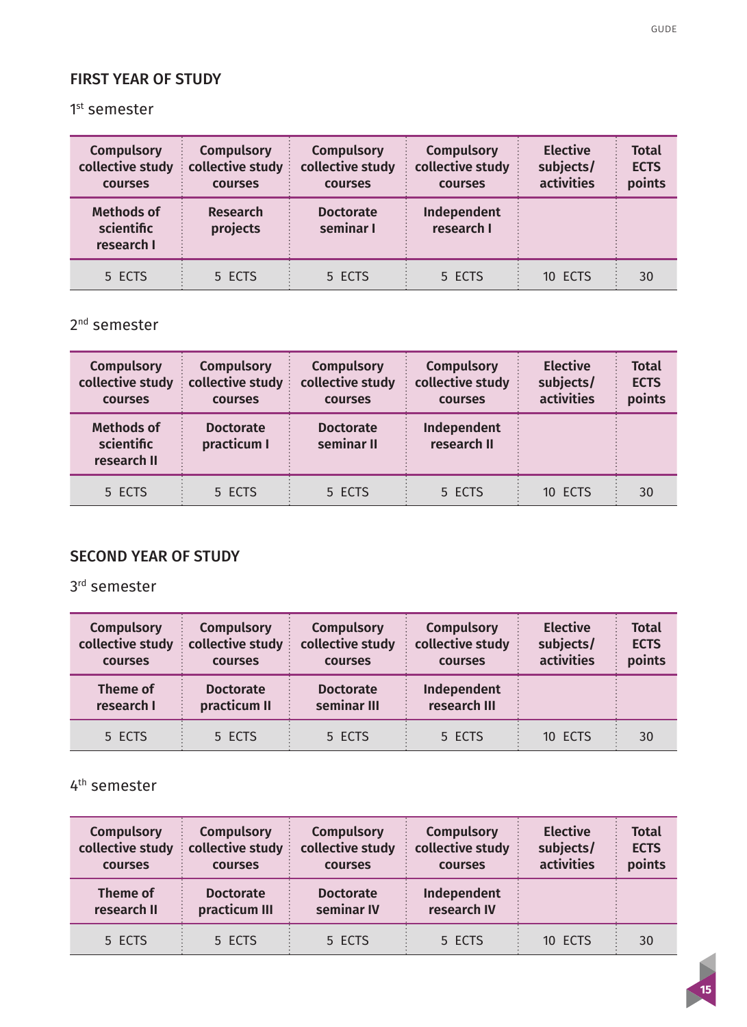## FIRST YEAR OF STUDY

### 1st semester

| Compulsory collective study courses | Compulsory collective study courses | Compulsory collective study courses | Compulsory collective study courses | Elective subjects/ activities | Total ECTS points |
|---|---|---|---|---|---|
| **Methods of scientific research I** | **Research projects** | **Doctorate seminar I** | **Independent research I** | | |
| 5 ECTS | 5 ECTS | 5 ECTS | 5 ECTS | 10 ECTS | 30 |

### 2nd semester

| Compulsory collective study courses | Compulsory collective study courses | Compulsory collective study courses | Compulsory collective study courses | Elective subjects/ activities | Total ECTS points |
|---|---|---|---|---|---|
| **Methods of scientific research II** | **Doctorate practicum I** | **Doctorate seminar II** | **Independent research II** | | |
| 5 ECTS | 5 ECTS | 5 ECTS | 5 ECTS | 10 ECTS | 30 |

## SECOND YEAR OF STUDY

### 3rd semester

| Compulsory collective study courses | Compulsory collective study courses | Compulsory collective study courses | Compulsory collective study courses | Elective subjects/ activities | Total ECTS points |
|---|---|---|---|---|---|
| **Theme of research I** | **Doctorate practicum II** | **Doctorate seminar III** | **Independent research III** | | |
| 5 ECTS | 5 ECTS | 5 ECTS | 5 ECTS | 10 ECTS | 30 |

### 4th semester

| Compulsory collective study courses | Compulsory collective study courses | Compulsory collective study courses | Compulsory collective study courses | Elective subjects/ activities | Total ECTS points |
|---|---|---|---|---|---|
| **Theme of research II** | **Doctorate practicum III** | **Doctorate seminar IV** | **Independent research IV** | | |
| 5 ECTS | 5 ECTS | 5 ECTS | 5 ECTS | 10 ECTS | 30 |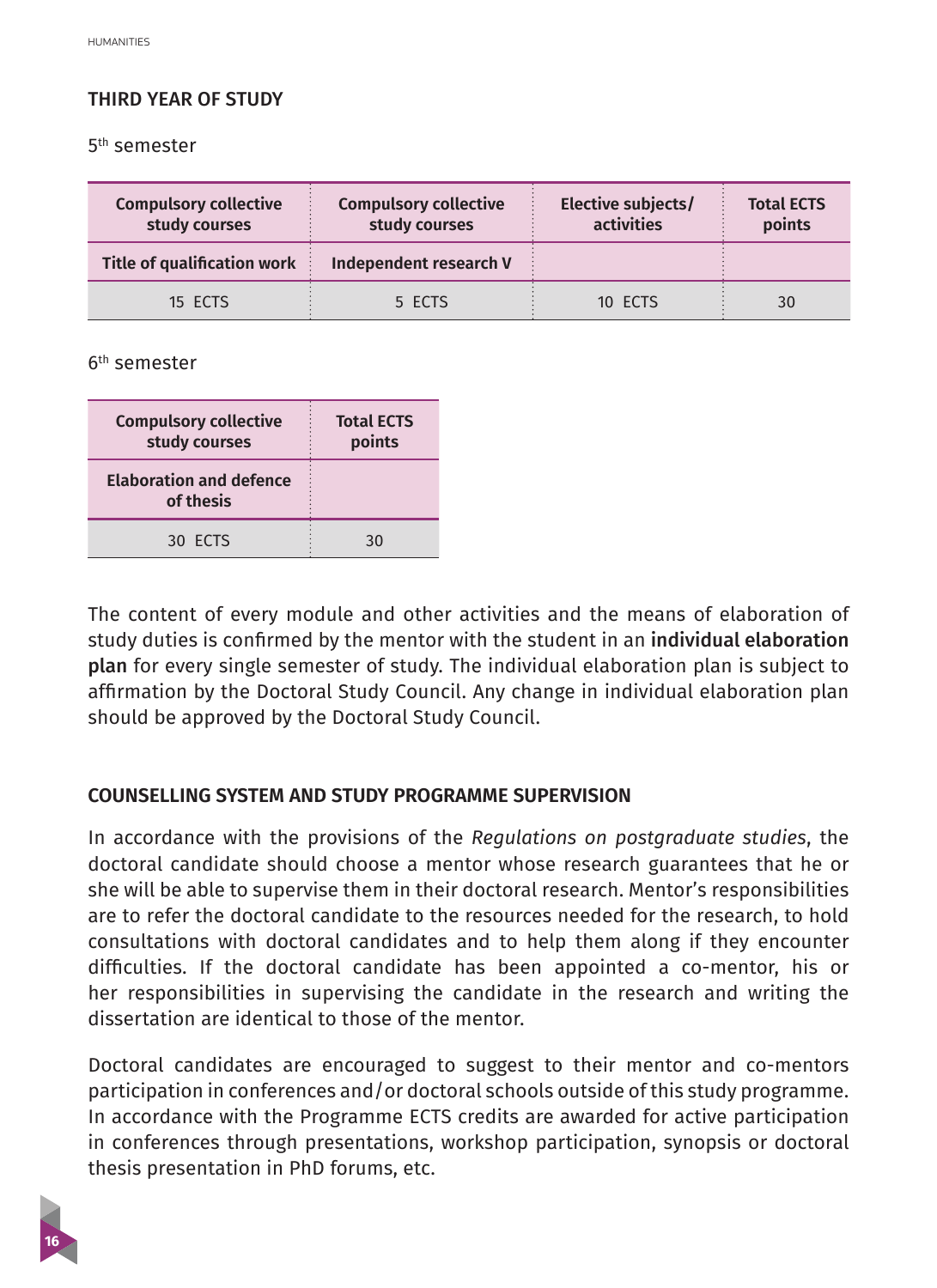## THIRD YEAR OF STUDY

5th semester

| Compulsory collective study courses | Compulsory collective study courses | Elective subjects/ activities | Total ECTS points |
|---|---|---|---|
| **Title of qualification work** | **Independent research V** | | |
| 15 ECTS | 5 ECTS | 10 ECTS | 30 |

6th semester

| Compulsory collective study courses | Total ECTS points |
|---|---|
| **Elaboration and defence of thesis** | |
| 30 ECTS | 30 |

The content of every module and other activities and the means of elaboration of study duties is confirmed by the mentor with the student in an **individual elaboration plan** for every single semester of study. The individual elaboration plan is subject to affirmation by the Doctoral Study Council. Any change in individual elaboration plan should be approved by the Doctoral Study Council.

## COUNSELLING SYSTEM AND STUDY PROGRAMME SUPERVISION

In accordance with the provisions of the *Regulations on postgraduate studies*, the doctoral candidate should choose a mentor whose research guarantees that he or she will be able to supervise them in their doctoral research. Mentor's responsibilities are to refer the doctoral candidate to the resources needed for the research, to hold consultations with doctoral candidates and to help them along if they encounter difficulties. If the doctoral candidate has been appointed a co-mentor, his or her responsibilities in supervising the candidate in the research and writing the dissertation are identical to those of the mentor.

Doctoral candidates are encouraged to suggest to their mentor and co-mentors participation in conferences and/or doctoral schools outside of this study programme. In accordance with the Programme ECTS credits are awarded for active participation in conferences through presentations, workshop participation, synopsis or doctoral thesis presentation in PhD forums, etc.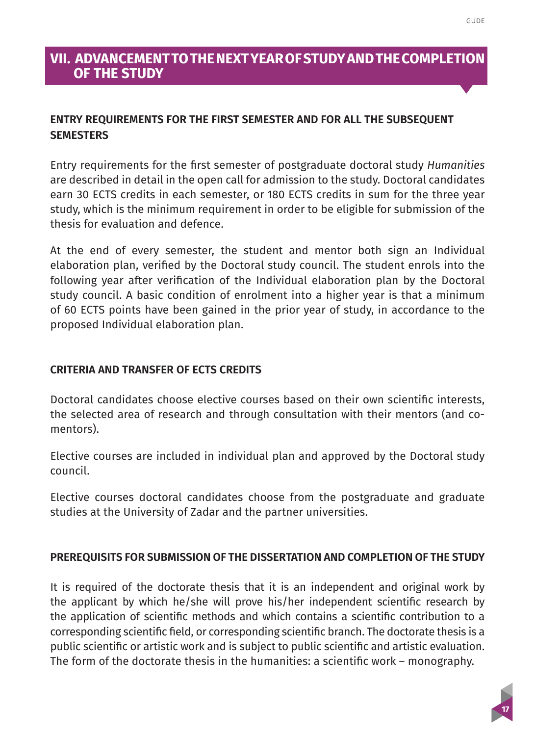# VII. ADVANCEMENT TO THE NEXT YEAR OF STUDY AND THE COMPLETION OF THE STUDY

## ENTRY REQUIREMENTS FOR THE FIRST SEMESTER AND FOR ALL THE SUBSEQUENT SEMESTERS

Entry requirements for the first semester of postgraduate doctoral study *Humanities* are described in detail in the open call for admission to the study. Doctoral candidates earn 30 ECTS credits in each semester, or 180 ECTS credits in sum for the three year study, which is the minimum requirement in order to be eligible for submission of the thesis for evaluation and defence.

At the end of every semester, the student and mentor both sign an Individual elaboration plan, verified by the Doctoral study council. The student enrols into the following year after verification of the Individual elaboration plan by the Doctoral study council. A basic condition of enrolment into a higher year is that a minimum of 60 ECTS points have been gained in the prior year of study, in accordance to the proposed Individual elaboration plan.

## CRITERIA AND TRANSFER OF ECTS CREDITS

Doctoral candidates choose elective courses based on their own scientific interests, the selected area of research and through consultation with their mentors (and co-mentors).

Elective courses are included in individual plan and approved by the Doctoral study council.

Elective courses doctoral candidates choose from the postgraduate and graduate studies at the University of Zadar and the partner universities.

## PREREQUISITS FOR SUBMISSION OF THE DISSERTATION AND COMPLETION OF THE STUDY

It is required of the doctorate thesis that it is an independent and original work by the applicant by which he/she will prove his/her independent scientific research by the application of scientific methods and which contains a scientific contribution to a corresponding scientific field, or corresponding scientific branch. The doctorate thesis is a public scientific or artistic work and is subject to public scientific and artistic evaluation. The form of the doctorate thesis in the humanities: a scientific work – monography.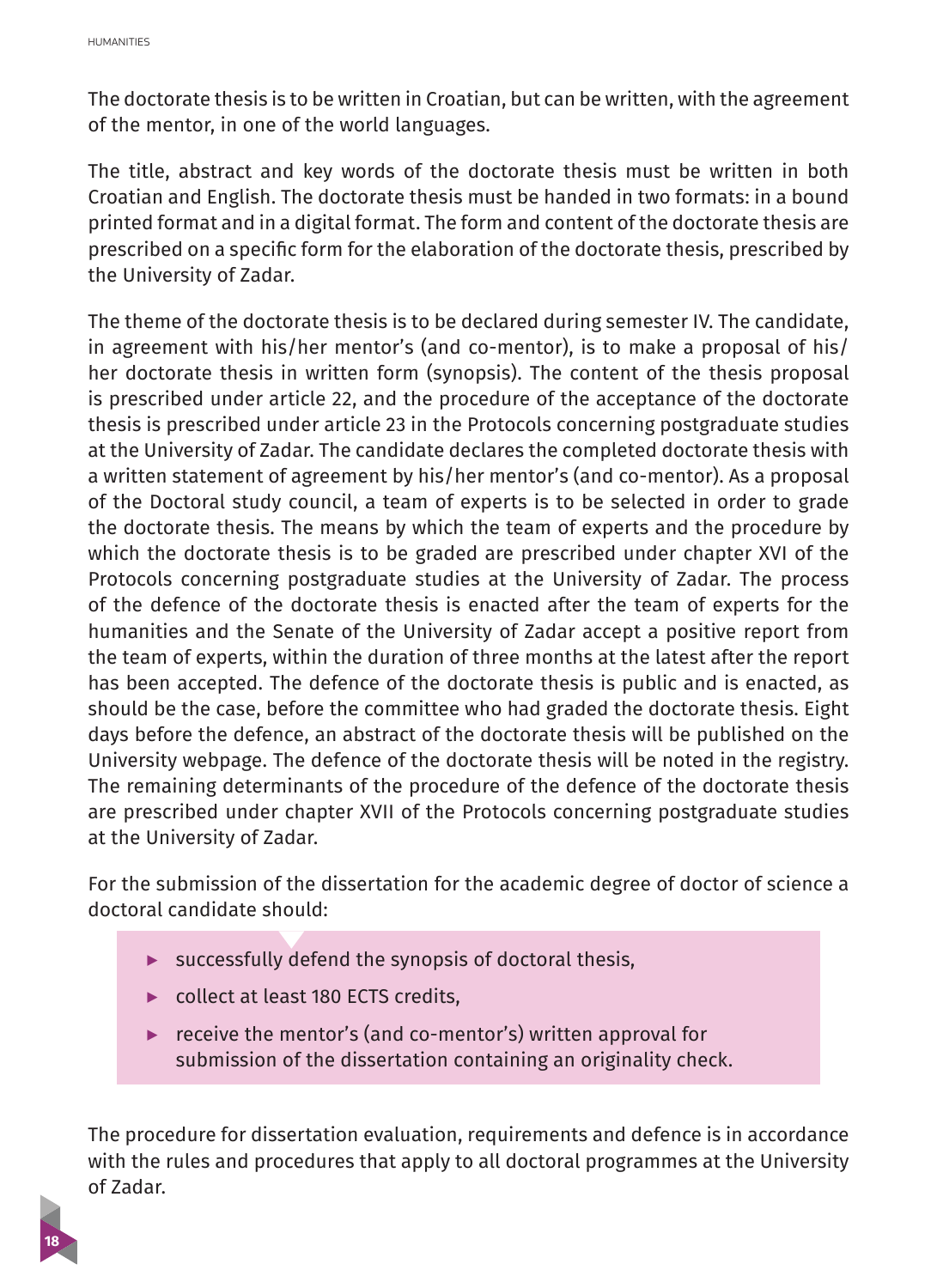The doctorate thesis is to be written in Croatian, but can be written, with the agreement of the mentor, in one of the world languages.

The title, abstract and key words of the doctorate thesis must be written in both Croatian and English. The doctorate thesis must be handed in two formats: in a bound printed format and in a digital format. The form and content of the doctorate thesis are prescribed on a specific form for the elaboration of the doctorate thesis, prescribed by the University of Zadar.

The theme of the doctorate thesis is to be declared during semester IV. The candidate, in agreement with his/her mentor's (and co-mentor), is to make a proposal of his/her doctorate thesis in written form (synopsis). The content of the thesis proposal is prescribed under article 22, and the procedure of the acceptance of the doctorate thesis is prescribed under article 23 in the Protocols concerning postgraduate studies at the University of Zadar. The candidate declares the completed doctorate thesis with a written statement of agreement by his/her mentor's (and co-mentor). As a proposal of the Doctoral study council, a team of experts is to be selected in order to grade the doctorate thesis. The means by which the team of experts and the procedure by which the doctorate thesis is to be graded are prescribed under chapter XVI of the Protocols concerning postgraduate studies at the University of Zadar. The process of the defence of the doctorate thesis is enacted after the team of experts for the humanities and the Senate of the University of Zadar accept a positive report from the team of experts, within the duration of three months at the latest after the report has been accepted. The defence of the doctorate thesis is public and is enacted, as should be the case, before the committee who had graded the doctorate thesis. Eight days before the defence, an abstract of the doctorate thesis will be published on the University webpage. The defence of the doctorate thesis will be noted in the registry. The remaining determinants of the procedure of the defence of the doctorate thesis are prescribed under chapter XVII of the Protocols concerning postgraduate studies at the University of Zadar.

For the submission of the dissertation for the academic degree of doctor of science a doctoral candidate should:

- successfully defend the synopsis of doctoral thesis,
- collect at least 180 ECTS credits,
- receive the mentor's (and co-mentor's) written approval for submission of the dissertation containing an originality check.

The procedure for dissertation evaluation, requirements and defence is in accordance with the rules and procedures that apply to all doctoral programmes at the University of Zadar.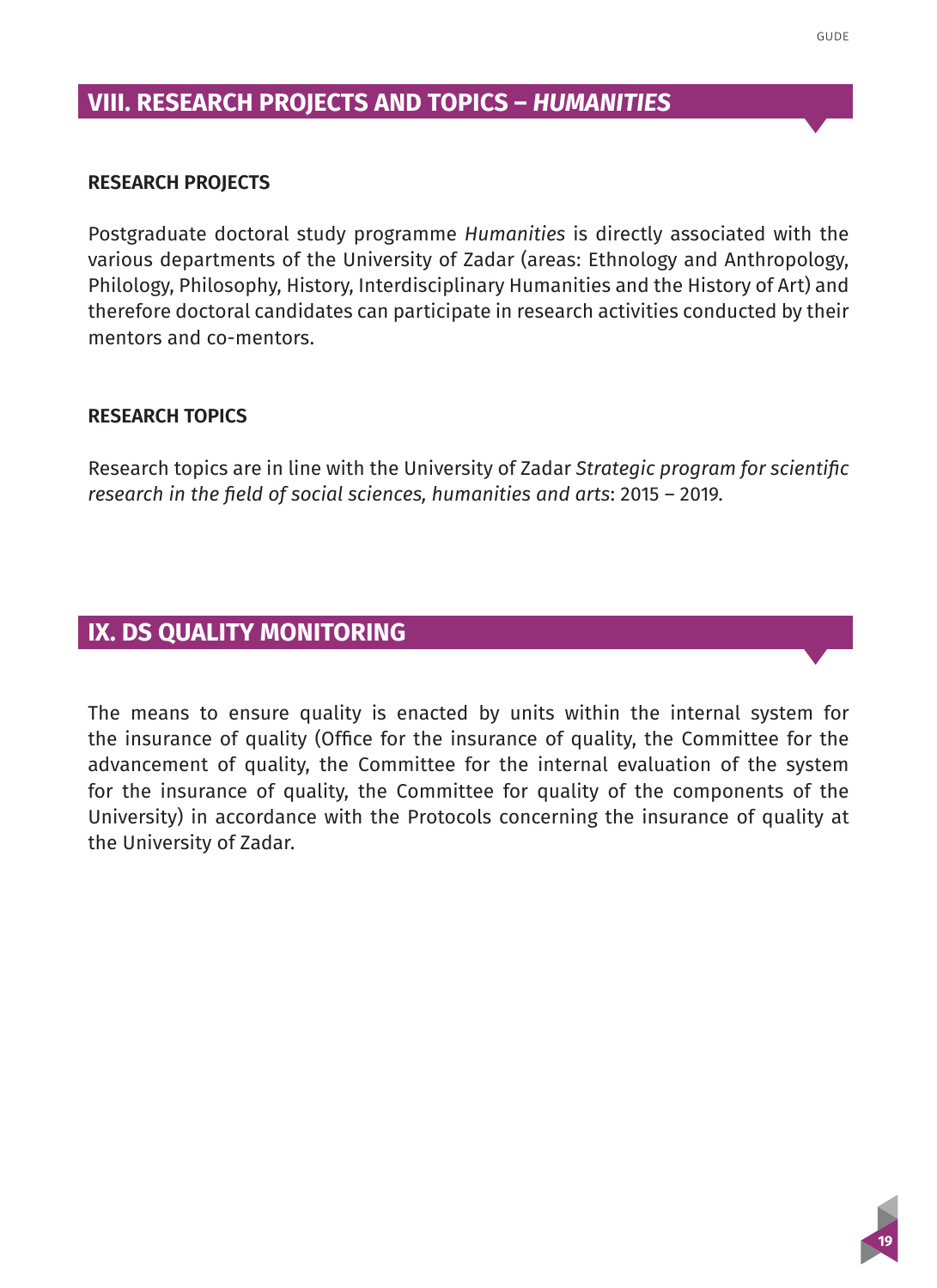## VIII. RESEARCH PROJECTS AND TOPICS – *HUMANITIES*

### RESEARCH PROJECTS

Postgraduate doctoral study programme *Humanities* is directly associated with the various departments of the University of Zadar (areas: Ethnology and Anthropology, Philology, Philosophy, History, Interdisciplinary Humanities and the History of Art) and therefore doctoral candidates can participate in research activities conducted by their mentors and co-mentors.

### RESEARCH TOPICS

Research topics are in line with the University of Zadar *Strategic program for scientific research in the field of social sciences, humanities and arts*: 2015 – 2019.

## IX. DS QUALITY MONITORING

The means to ensure quality is enacted by units within the internal system for the insurance of quality (Office for the insurance of quality, the Committee for the advancement of quality, the Committee for the internal evaluation of the system for the insurance of quality, the Committee for quality of the components of the University) in accordance with the Protocols concerning the insurance of quality at the University of Zadar.